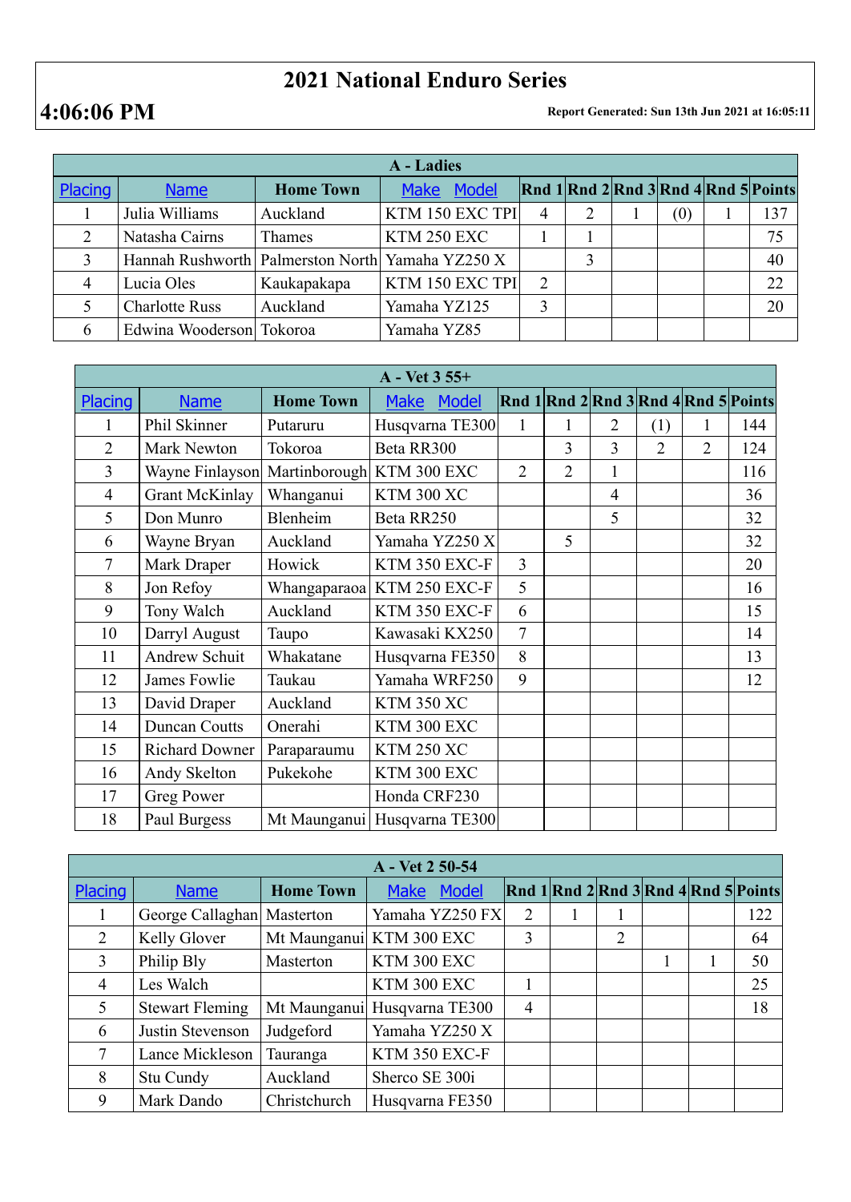# 2021 National Enduro Series

**4:06:06 PM**

**Report Generated: Sun 13th Jun 2021 at 16:05:11**

| A - Ladies | | | | | | | | | |
|---|---|---|---|---|---|---|---|---|---|
| Placing | Name | Home Town | Make Model | Rnd 1 | Rnd 2 | Rnd 3 | Rnd 4 | Rnd 5 | Points |
| 1 | Julia Williams | Auckland | KTM 150 EXC TPI | 4 | 2 | 1 | (0) | 1 | 137 |
| 2 | Natasha Cairns | Thames | KTM 250 EXC | 1 | 1 | | | | 75 |
| 3 | Hannah Rushworth | Palmerston North | Yamaha YZ250 X | | 3 | | | | 40 |
| 4 | Lucia Oles | Kaukapakapa | KTM 150 EXC TPI | 2 | | | | | 22 |
| 5 | Charlotte Russ | Auckland | Yamaha YZ125 | 3 | | | | | 20 |
| 6 | Edwina Wooderson | Tokoroa | Yamaha YZ85 | | | | | | |

| A - Vet 3 55+ | | | | | | | | | |
|---|---|---|---|---|---|---|---|---|---|
| Placing | Name | Home Town | Make Model | Rnd 1 | Rnd 2 | Rnd 3 | Rnd 4 | Rnd 5 | Points |
| 1 | Phil Skinner | Putaruru | Husqvarna TE300 | 1 | 1 | 2 | (1) | 1 | 144 |
| 2 | Mark Newton | Tokoroa | Beta RR300 | | 3 | 3 | 2 | 2 | 124 |
| 3 | Wayne Finlayson | Martinborough | KTM 300 EXC | 2 | 2 | 1 | | | 116 |
| 4 | Grant McKinlay | Whanganui | KTM 300 XC | | | 4 | | | 36 |
| 5 | Don Munro | Blenheim | Beta RR250 | | | 5 | | | 32 |
| 6 | Wayne Bryan | Auckland | Yamaha YZ250 X | | 5 | | | | 32 |
| 7 | Mark Draper | Howick | KTM 350 EXC-F | 3 | | | | | 20 |
| 8 | Jon Refoy | Whangaparaoa | KTM 250 EXC-F | 5 | | | | | 16 |
| 9 | Tony Walch | Auckland | KTM 350 EXC-F | 6 | | | | | 15 |
| 10 | Darryl August | Taupo | Kawasaki KX250 | 7 | | | | | 14 |
| 11 | Andrew Schuit | Whakatane | Husqvarna FE350 | 8 | | | | | 13 |
| 12 | James Fowlie | Taukau | Yamaha WRF250 | 9 | | | | | 12 |
| 13 | David Draper | Auckland | KTM 350 XC | | | | | | |
| 14 | Duncan Coutts | Onerahi | KTM 300 EXC | | | | | | |
| 15 | Richard Downer | Paraparaumu | KTM 250 XC | | | | | | |
| 16 | Andy Skelton | Pukekohe | KTM 300 EXC | | | | | | |
| 17 | Greg Power | | Honda CRF230 | | | | | | |
| 18 | Paul Burgess | Mt Maunganui | Husqvarna TE300 | | | | | | |

| A - Vet 2 50-54 | | | | | | | | | |
|---|---|---|---|---|---|---|---|---|---|
| Placing | Name | Home Town | Make Model | Rnd 1 | Rnd 2 | Rnd 3 | Rnd 4 | Rnd 5 | Points |
| 1 | George Callaghan | Masterton | Yamaha YZ250 FX | 2 | 1 | 1 | | | 122 |
| 2 | Kelly Glover | Mt Maunganui | KTM 300 EXC | 3 | | 2 | | | 64 |
| 3 | Philip Bly | Masterton | KTM 300 EXC | | | | 1 | 1 | 50 |
| 4 | Les Walch | | KTM 300 EXC | 1 | | | | | 25 |
| 5 | Stewart Fleming | Mt Maunganui | Husqvarna TE300 | 4 | | | | | 18 |
| 6 | Justin Stevenson | Judgeford | Yamaha YZ250 X | | | | | | |
| 7 | Lance Mickleson | Tauranga | KTM 350 EXC-F | | | | | | |
| 8 | Stu Cundy | Auckland | Sherco SE 300i | | | | | | |
| 9 | Mark Dando | Christchurch | Husqvarna FE350 | | | | | | |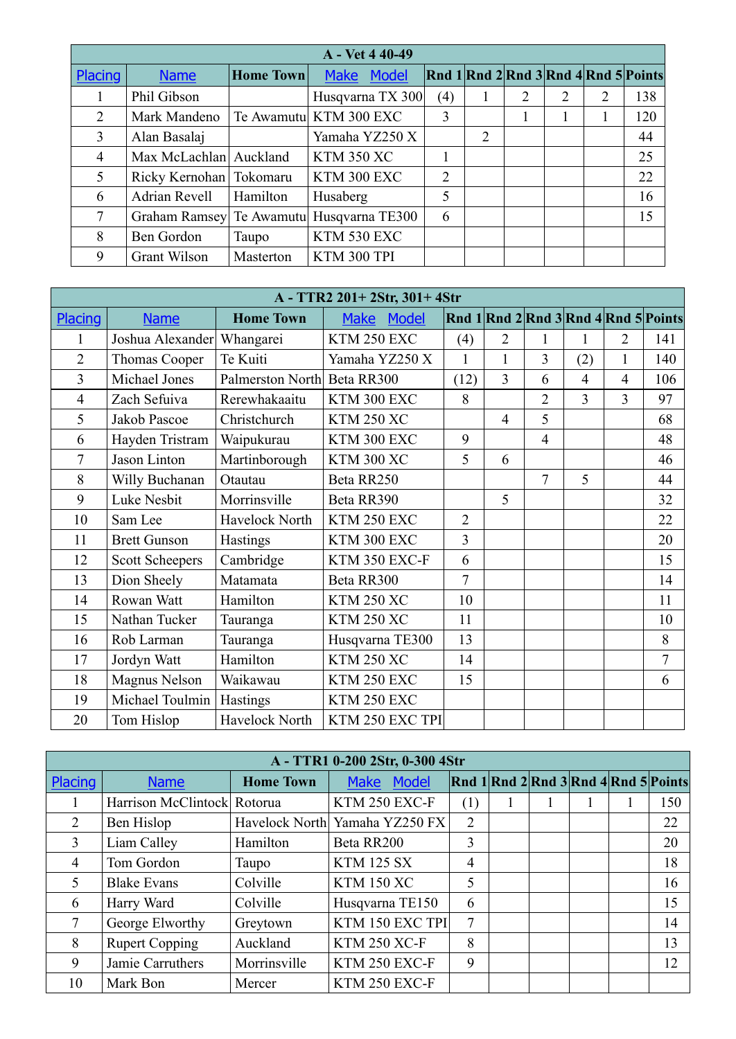| A - Vet 4 40-49 | | | | | | | | | |
|---|---|---|---|---|---|---|---|---|---|
| Placing | Name | Home Town | Make Model | Rnd 1 | Rnd 2 | Rnd 3 | Rnd 4 | Rnd 5 | Points |
| 1 | Phil Gibson | | Husqvarna TX 300 | (4) | 1 | 2 | 2 | 2 | 138 |
| 2 | Mark Mandeno | Te Awamutu | KTM 300 EXC | 3 | | 1 | 1 | 1 | 120 |
| 3 | Alan Basalaj | | Yamaha YZ250 X | | 2 | | | | 44 |
| 4 | Max McLachlan | Auckland | KTM 350 XC | 1 | | | | | 25 |
| 5 | Ricky Kernohan | Tokomaru | KTM 300 EXC | 2 | | | | | 22 |
| 6 | Adrian Revell | Hamilton | Husaberg | 5 | | | | | 16 |
| 7 | Graham Ramsey | Te Awamutu | Husqvarna TE300 | 6 | | | | | 15 |
| 8 | Ben Gordon | Taupo | KTM 530 EXC | | | | | | |
| 9 | Grant Wilson | Masterton | KTM 300 TPI | | | | | | |

| A - TTR2 201+ 2Str, 301+ 4Str | | | | | | | | | |
|---|---|---|---|---|---|---|---|---|---|
| Placing | Name | Home Town | Make Model | Rnd 1 | Rnd 2 | Rnd 3 | Rnd 4 | Rnd 5 | Points |
| 1 | Joshua Alexander | Whangarei | KTM 250 EXC | (4) | 2 | 1 | 1 | 2 | 141 |
| 2 | Thomas Cooper | Te Kuiti | Yamaha YZ250 X | 1 | 1 | 3 | (2) | 1 | 140 |
| 3 | Michael Jones | Palmerston North | Beta RR300 | (12) | 3 | 6 | 4 | 4 | 106 |
| 4 | Zach Sefuiva | Rerewhakaaitu | KTM 300 EXC | 8 | | 2 | 3 | 3 | 97 |
| 5 | Jakob Pascoe | Christchurch | KTM 250 XC | | 4 | 5 | | | 68 |
| 6 | Hayden Tristram | Waipukurau | KTM 300 EXC | 9 | | 4 | | | 48 |
| 7 | Jason Linton | Martinborough | KTM 300 XC | 5 | 6 | | | | 46 |
| 8 | Willy Buchanan | Otautau | Beta RR250 | | | 7 | 5 | | 44 |
| 9 | Luke Nesbit | Morrinsville | Beta RR390 | | 5 | | | | 32 |
| 10 | Sam Lee | Havelock North | KTM 250 EXC | 2 | | | | | 22 |
| 11 | Brett Gunson | Hastings | KTM 300 EXC | 3 | | | | | 20 |
| 12 | Scott Scheepers | Cambridge | KTM 350 EXC-F | 6 | | | | | 15 |
| 13 | Dion Sheely | Matamata | Beta RR300 | 7 | | | | | 14 |
| 14 | Rowan Watt | Hamilton | KTM 250 XC | 10 | | | | | 11 |
| 15 | Nathan Tucker | Tauranga | KTM 250 XC | 11 | | | | | 10 |
| 16 | Rob Larman | Tauranga | Husqvarna TE300 | 13 | | | | | 8 |
| 17 | Jordyn Watt | Hamilton | KTM 250 XC | 14 | | | | | 7 |
| 18 | Magnus Nelson | Waikawau | KTM 250 EXC | 15 | | | | | 6 |
| 19 | Michael Toulmin | Hastings | KTM 250 EXC | | | | | | |
| 20 | Tom Hislop | Havelock North | KTM 250 EXC TPI | | | | | | |

| A - TTR1 0-200 2Str, 0-300 4Str | | | | | | | | | |
|---|---|---|---|---|---|---|---|---|---|
| Placing | Name | Home Town | Make Model | Rnd 1 | Rnd 2 | Rnd 3 | Rnd 4 | Rnd 5 | Points |
| 1 | Harrison McClintock | Rotorua | KTM 250 EXC-F | (1) | 1 | 1 | 1 | 1 | 150 |
| 2 | Ben Hislop | Havelock North | Yamaha YZ250 FX | 2 | | | | | 22 |
| 3 | Liam Calley | Hamilton | Beta RR200 | 3 | | | | | 20 |
| 4 | Tom Gordon | Taupo | KTM 125 SX | 4 | | | | | 18 |
| 5 | Blake Evans | Colville | KTM 150 XC | 5 | | | | | 16 |
| 6 | Harry Ward | Colville | Husqvarna TE150 | 6 | | | | | 15 |
| 7 | George Elworthy | Greytown | KTM 150 EXC TPI | 7 | | | | | 14 |
| 8 | Rupert Copping | Auckland | KTM 250 XC-F | 8 | | | | | 13 |
| 9 | Jamie Carruthers | Morrinsville | KTM 250 EXC-F | 9 | | | | | 12 |
| 10 | Mark Bon | Mercer | KTM 250 EXC-F | | | | | | |